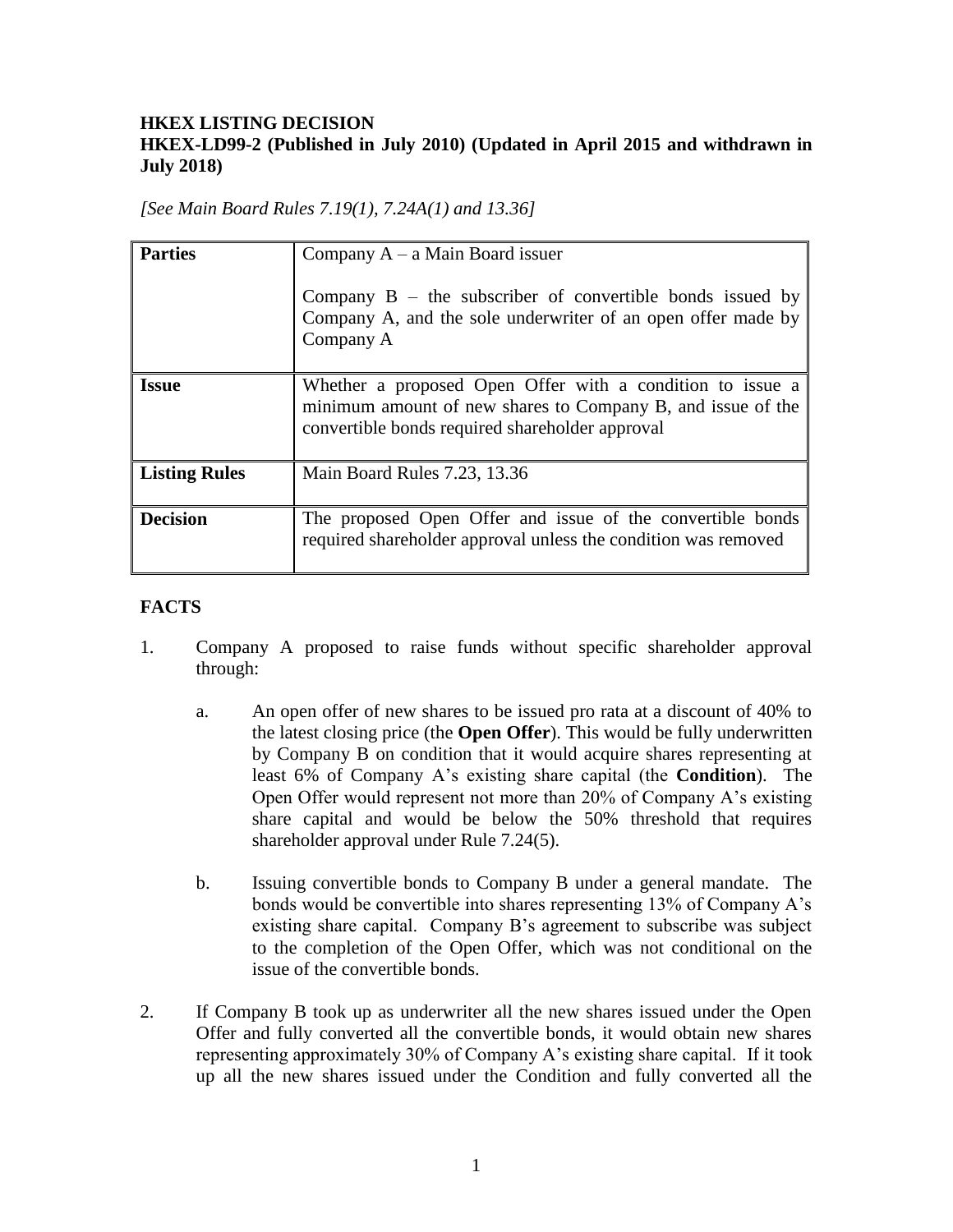**HKEX LISTING DECISION**
**HKEX-LD99-2 (Published in July 2010) (Updated in April 2015 and withdrawn in July 2018)**

*[See Main Board Rules 7.19(1), 7.24A(1) and 13.36]*

| **Parties** | Company A – a Main Board issuer<br><br>Company B – the subscriber of convertible bonds issued by Company A, and the sole underwriter of an open offer made by Company A |
|---|---|
| **Issue** | Whether a proposed Open Offer with a condition to issue a minimum amount of new shares to Company B, and issue of the convertible bonds required shareholder approval |
| **Listing Rules** | Main Board Rules 7.23, 13.36 |
| **Decision** | The proposed Open Offer and issue of the convertible bonds required shareholder approval unless the condition was removed |

## FACTS

1. Company A proposed to raise funds without specific shareholder approval through:

    a. An open offer of new shares to be issued pro rata at a discount of 40% to the latest closing price (the **Open Offer**). This would be fully underwritten by Company B on condition that it would acquire shares representing at least 6% of Company A's existing share capital (the **Condition**). The Open Offer would represent not more than 20% of Company A's existing share capital and would be below the 50% threshold that requires shareholder approval under Rule 7.24(5).

    b. Issuing convertible bonds to Company B under a general mandate. The bonds would be convertible into shares representing 13% of Company A's existing share capital. Company B's agreement to subscribe was subject to the completion of the Open Offer, which was not conditional on the issue of the convertible bonds.

2. If Company B took up as underwriter all the new shares issued under the Open Offer and fully converted all the convertible bonds, it would obtain new shares representing approximately 30% of Company A's existing share capital. If it took up all the new shares issued under the Condition and fully converted all the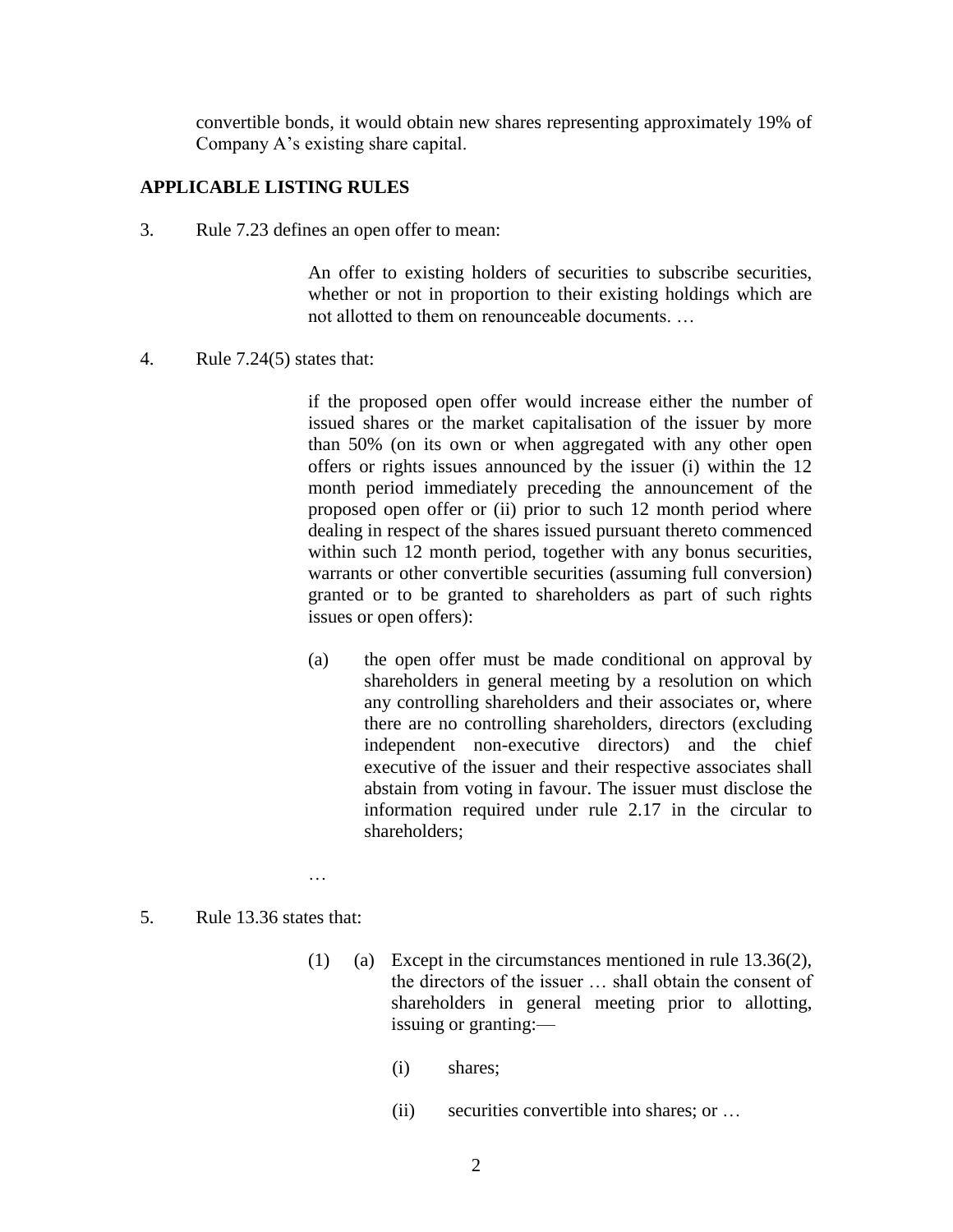convertible bonds, it would obtain new shares representing approximately 19% of Company A's existing share capital.

## APPLICABLE LISTING RULES

3. Rule 7.23 defines an open offer to mean:

> An offer to existing holders of securities to subscribe securities, whether or not in proportion to their existing holdings which are not allotted to them on renounceable documents. …

4. Rule 7.24(5) states that:

> if the proposed open offer would increase either the number of issued shares or the market capitalisation of the issuer by more than 50% (on its own or when aggregated with any other open offers or rights issues announced by the issuer (i) within the 12 month period immediately preceding the announcement of the proposed open offer or (ii) prior to such 12 month period where dealing in respect of the shares issued pursuant thereto commenced within such 12 month period, together with any bonus securities, warrants or other convertible securities (assuming full conversion) granted or to be granted to shareholders as part of such rights issues or open offers):
>
> (a) the open offer must be made conditional on approval by shareholders in general meeting by a resolution on which any controlling shareholders and their associates or, where there are no controlling shareholders, directors (excluding independent non-executive directors) and the chief executive of the issuer and their respective associates shall abstain from voting in favour. The issuer must disclose the information required under rule 2.17 in the circular to shareholders;
>
> …

5. Rule 13.36 states that:

> (1) (a) Except in the circumstances mentioned in rule 13.36(2), the directors of the issuer … shall obtain the consent of shareholders in general meeting prior to allotting, issuing or granting:—
>
> (i) shares;
>
> (ii) securities convertible into shares; or …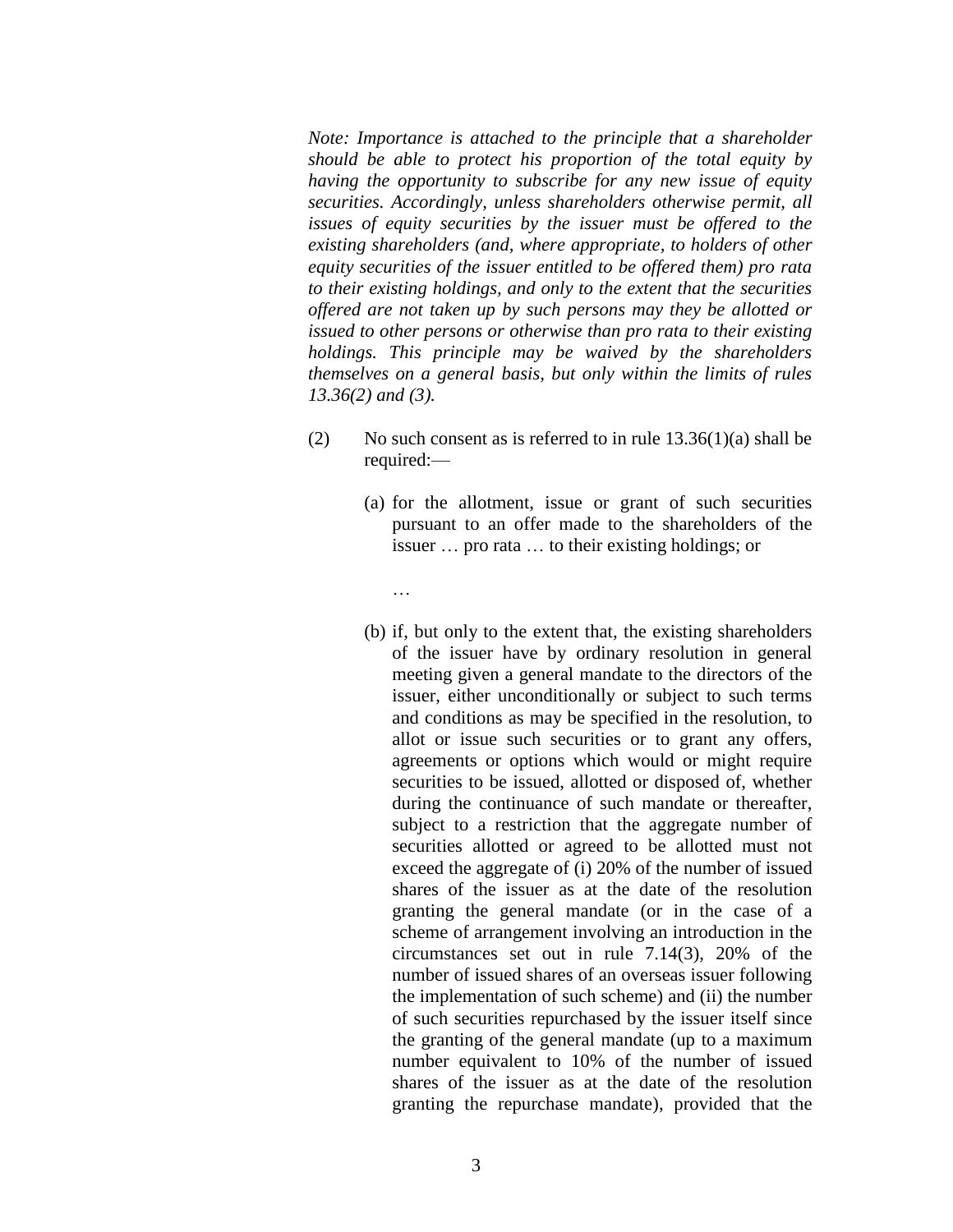*Note: Importance is attached to the principle that a shareholder should be able to protect his proportion of the total equity by having the opportunity to subscribe for any new issue of equity securities. Accordingly, unless shareholders otherwise permit, all issues of equity securities by the issuer must be offered to the existing shareholders (and, where appropriate, to holders of other equity securities of the issuer entitled to be offered them) pro rata to their existing holdings, and only to the extent that the securities offered are not taken up by such persons may they be allotted or issued to other persons or otherwise than pro rata to their existing holdings. This principle may be waived by the shareholders themselves on a general basis, but only within the limits of rules 13.36(2) and (3).*

(2) No such consent as is referred to in rule 13.36(1)(a) shall be required:—

(a) for the allotment, issue or grant of such securities pursuant to an offer made to the shareholders of the issuer … pro rata … to their existing holdings; or

…

(b) if, but only to the extent that, the existing shareholders of the issuer have by ordinary resolution in general meeting given a general mandate to the directors of the issuer, either unconditionally or subject to such terms and conditions as may be specified in the resolution, to allot or issue such securities or to grant any offers, agreements or options which would or might require securities to be issued, allotted or disposed of, whether during the continuance of such mandate or thereafter, subject to a restriction that the aggregate number of securities allotted or agreed to be allotted must not exceed the aggregate of (i) 20% of the number of issued shares of the issuer as at the date of the resolution granting the general mandate (or in the case of a scheme of arrangement involving an introduction in the circumstances set out in rule 7.14(3), 20% of the number of issued shares of an overseas issuer following the implementation of such scheme) and (ii) the number of such securities repurchased by the issuer itself since the granting of the general mandate (up to a maximum number equivalent to 10% of the number of issued shares of the issuer as at the date of the resolution granting the repurchase mandate), provided that the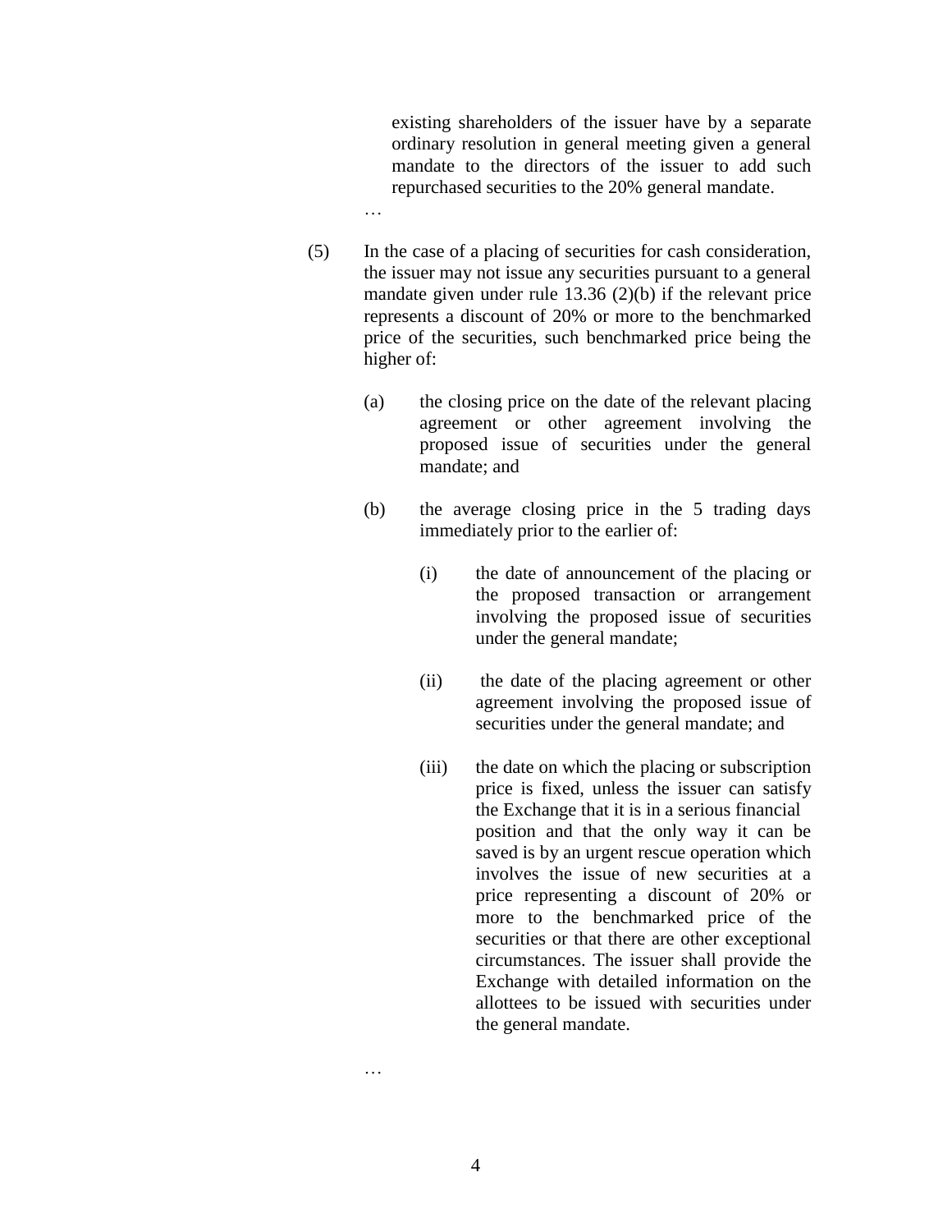existing shareholders of the issuer have by a separate ordinary resolution in general meeting given a general mandate to the directors of the issuer to add such repurchased securities to the 20% general mandate.

…

(5) In the case of a placing of securities for cash consideration, the issuer may not issue any securities pursuant to a general mandate given under rule 13.36 (2)(b) if the relevant price represents a discount of 20% or more to the benchmarked price of the securities, such benchmarked price being the higher of:

(a) the closing price on the date of the relevant placing agreement or other agreement involving the proposed issue of securities under the general mandate; and

(b) the average closing price in the 5 trading days immediately prior to the earlier of:

(i) the date of announcement of the placing or the proposed transaction or arrangement involving the proposed issue of securities under the general mandate;

(ii) the date of the placing agreement or other agreement involving the proposed issue of securities under the general mandate; and

(iii) the date on which the placing or subscription price is fixed, unless the issuer can satisfy the Exchange that it is in a serious financial position and that the only way it can be saved is by an urgent rescue operation which involves the issue of new securities at a price representing a discount of 20% or more to the benchmarked price of the securities or that there are other exceptional circumstances. The issuer shall provide the Exchange with detailed information on the allottees to be issued with securities under the general mandate.

…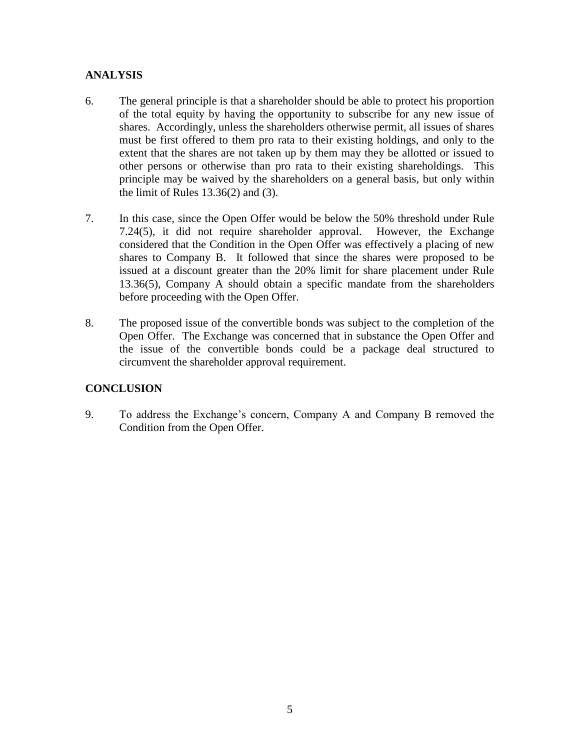## ANALYSIS

6. The general principle is that a shareholder should be able to protect his proportion of the total equity by having the opportunity to subscribe for any new issue of shares. Accordingly, unless the shareholders otherwise permit, all issues of shares must be first offered to them pro rata to their existing holdings, and only to the extent that the shares are not taken up by them may they be allotted or issued to other persons or otherwise than pro rata to their existing shareholdings. This principle may be waived by the shareholders on a general basis, but only within the limit of Rules 13.36(2) and (3).

7. In this case, since the Open Offer would be below the 50% threshold under Rule 7.24(5), it did not require shareholder approval. However, the Exchange considered that the Condition in the Open Offer was effectively a placing of new shares to Company B. It followed that since the shares were proposed to be issued at a discount greater than the 20% limit for share placement under Rule 13.36(5), Company A should obtain a specific mandate from the shareholders before proceeding with the Open Offer.

8. The proposed issue of the convertible bonds was subject to the completion of the Open Offer. The Exchange was concerned that in substance the Open Offer and the issue of the convertible bonds could be a package deal structured to circumvent the shareholder approval requirement.

## CONCLUSION

9. To address the Exchange's concern, Company A and Company B removed the Condition from the Open Offer.